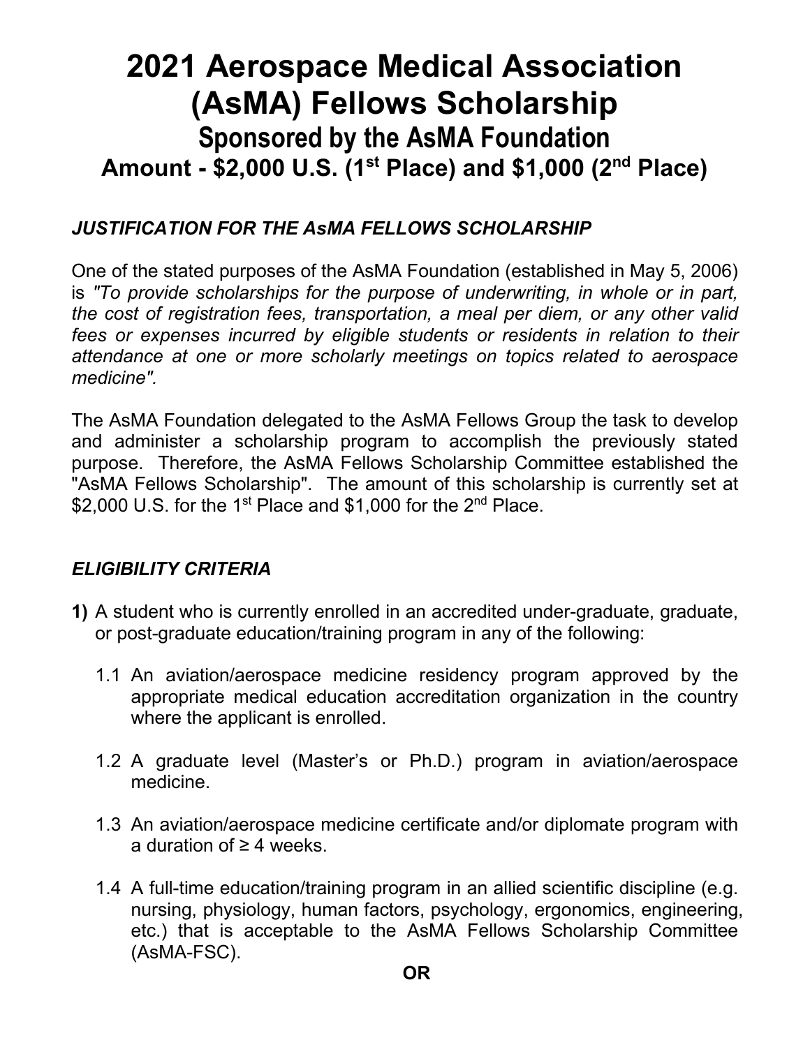# 2021 Aerospace Medical Association (AsMA) Fellows Scholarship

## Sponsored by the AsMA Foundation

### Amount - $2,000 U.S. (1st Place) and $1,000 (2nd Place)

***JUSTIFICATION FOR THE AsMA FELLOWS SCHOLARSHIP***

One of the stated purposes of the AsMA Foundation (established in May 5, 2006) is *"To provide scholarships for the purpose of underwriting, in whole or in part, the cost of registration fees, transportation, a meal per diem, or any other valid fees or expenses incurred by eligible students or residents in relation to their attendance at one or more scholarly meetings on topics related to aerospace medicine".*

The AsMA Foundation delegated to the AsMA Fellows Group the task to develop and administer a scholarship program to accomplish the previously stated purpose. Therefore, the AsMA Fellows Scholarship Committee established the "AsMA Fellows Scholarship". The amount of this scholarship is currently set at $2,000 U.S. for the 1st Place and $1,000 for the 2nd Place.

***ELIGIBILITY CRITERIA***

**1)** A student who is currently enrolled in an accredited under-graduate, graduate, or post-graduate education/training program in any of the following:

1.1 An aviation/aerospace medicine residency program approved by the appropriate medical education accreditation organization in the country where the applicant is enrolled.

1.2 A graduate level (Master's or Ph.D.) program in aviation/aerospace medicine.

1.3 An aviation/aerospace medicine certificate and/or diplomate program with a duration of ≥ 4 weeks.

1.4 A full-time education/training program in an allied scientific discipline (e.g. nursing, physiology, human factors, psychology, ergonomics, engineering, etc.) that is acceptable to the AsMA Fellows Scholarship Committee (AsMA-FSC).

**OR**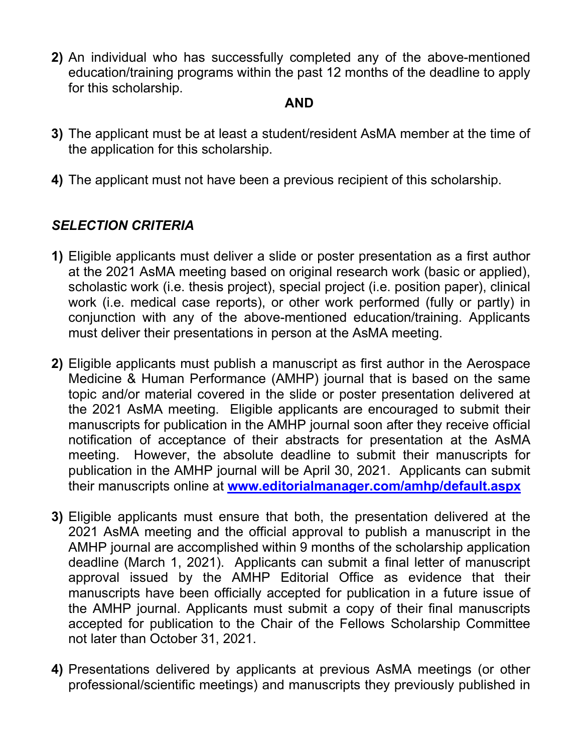**2)** An individual who has successfully completed any of the above-mentioned education/training programs within the past 12 months of the deadline to apply for this scholarship.

**AND**

**3)** The applicant must be at least a student/resident AsMA member at the time of the application for this scholarship.

**4)** The applicant must not have been a previous recipient of this scholarship.

### *SELECTION CRITERIA*

**1)** Eligible applicants must deliver a slide or poster presentation as a first author at the 2021 AsMA meeting based on original research work (basic or applied), scholastic work (i.e. thesis project), special project (i.e. position paper), clinical work (i.e. medical case reports), or other work performed (fully or partly) in conjunction with any of the above-mentioned education/training. Applicants must deliver their presentations in person at the AsMA meeting.

**2)** Eligible applicants must publish a manuscript as first author in the Aerospace Medicine & Human Performance (AMHP) journal that is based on the same topic and/or material covered in the slide or poster presentation delivered at the 2021 AsMA meeting. Eligible applicants are encouraged to submit their manuscripts for publication in the AMHP journal soon after they receive official notification of acceptance of their abstracts for presentation at the AsMA meeting. However, the absolute deadline to submit their manuscripts for publication in the AMHP journal will be April 30, 2021. Applicants can submit their manuscripts online at **[www.editorialmanager.com/amhp/default.aspx](www.editorialmanager.com/amhp/default.aspx)**

**3)** Eligible applicants must ensure that both, the presentation delivered at the 2021 AsMA meeting and the official approval to publish a manuscript in the AMHP journal are accomplished within 9 months of the scholarship application deadline (March 1, 2021). Applicants can submit a final letter of manuscript approval issued by the AMHP Editorial Office as evidence that their manuscripts have been officially accepted for publication in a future issue of the AMHP journal. Applicants must submit a copy of their final manuscripts accepted for publication to the Chair of the Fellows Scholarship Committee not later than October 31, 2021.

**4)** Presentations delivered by applicants at previous AsMA meetings (or other professional/scientific meetings) and manuscripts they previously published in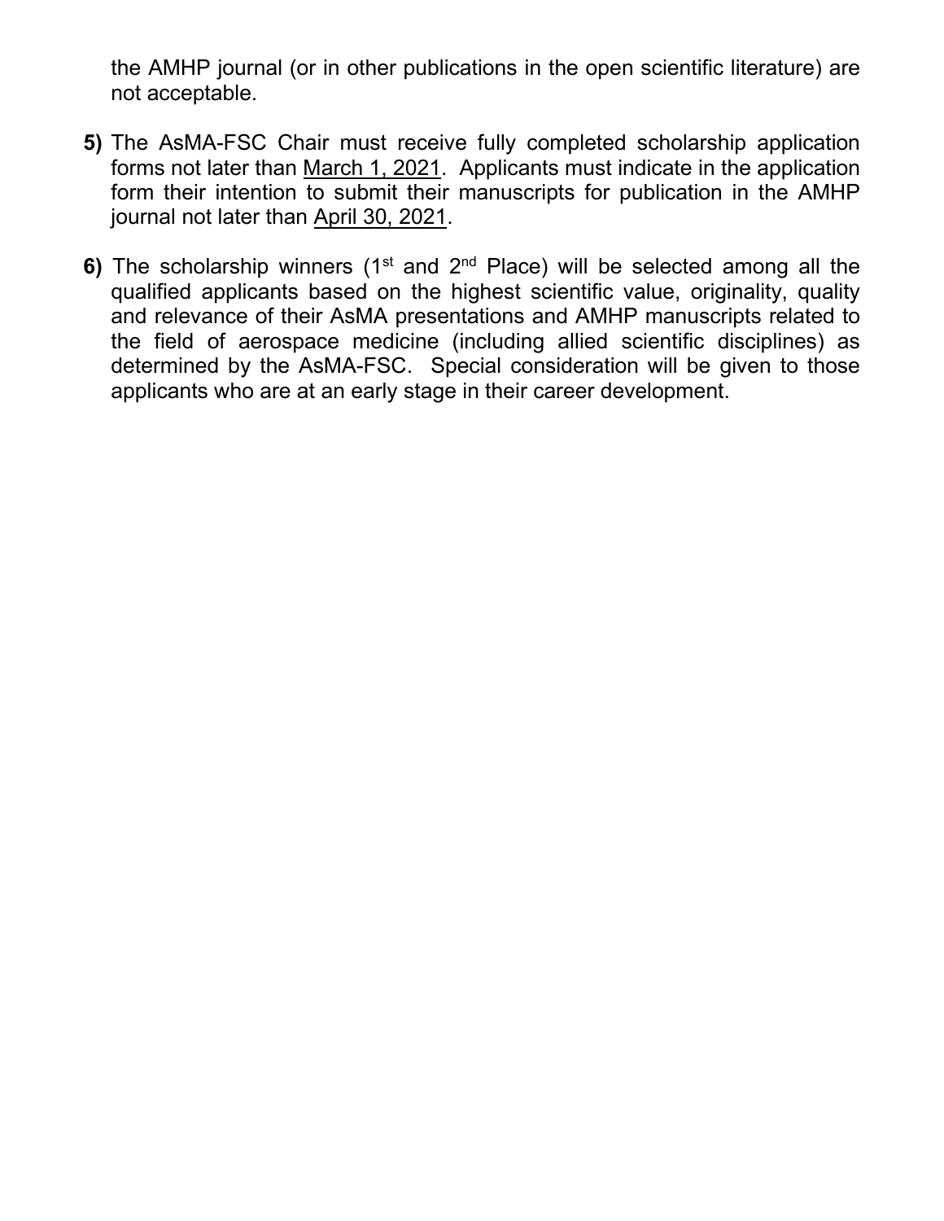the AMHP journal (or in other publications in the open scientific literature) are not acceptable.

**5)** The AsMA-FSC Chair must receive fully completed scholarship application forms not later than March 1, 2021. Applicants must indicate in the application form their intention to submit their manuscripts for publication in the AMHP journal not later than April 30, 2021.

**6)** The scholarship winners (1st and 2nd Place) will be selected among all the qualified applicants based on the highest scientific value, originality, quality and relevance of their AsMA presentations and AMHP manuscripts related to the field of aerospace medicine (including allied scientific disciplines) as determined by the AsMA-FSC. Special consideration will be given to those applicants who are at an early stage in their career development.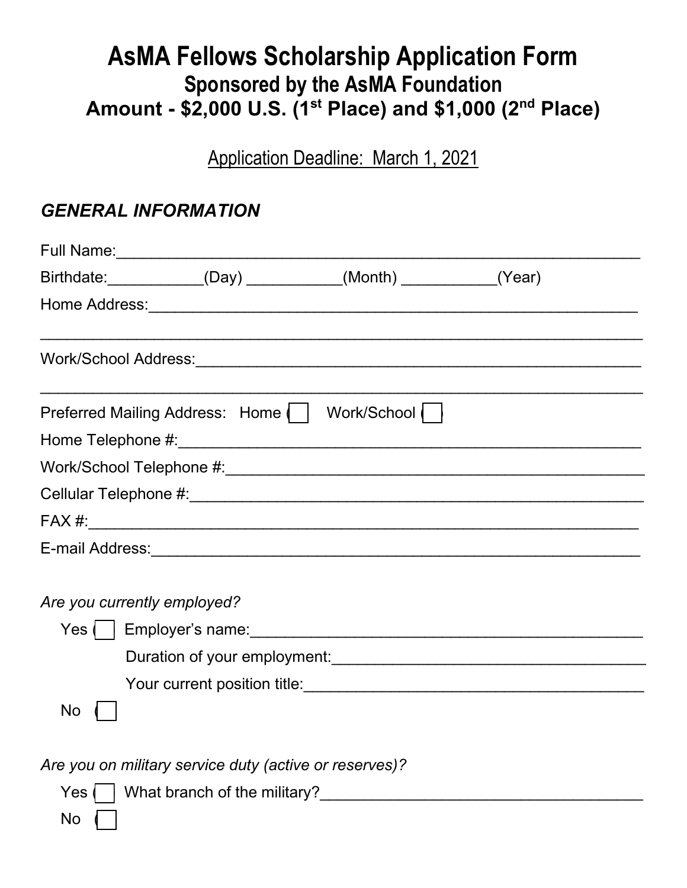# AsMA Fellows Scholarship Application Form

## Sponsored by the AsMA Foundation

## Amount - $2,000 U.S. (1st Place) and $1,000 (2nd Place)

Application Deadline: March 1, 2021

### *GENERAL INFORMATION*

Full Name:_______________________________________________________________

Birthdate:___________(Day) ___________(Month) ___________(Year)

Home Address:____________________________________________________________

_________________________________________________________________________

Work/School Address:______________________________________________________

_________________________________________________________________________

Preferred Mailing Address: Home ☐ Work/School ☐

Home Telephone #:_________________________________________________________

Work/School Telephone #:___________________________________________________

Cellular Telephone #:_______________________________________________________

FAX #:___________________________________________________________________

E-mail Address:____________________________________________________________

*Are you currently employed?*

Yes ☐ Employer's name:______________________________________________

Duration of your employment:_______________________________________

Your current position title:_________________________________________

No ☐

*Are you on military service duty (active or reserves)?*

Yes ☐ What branch of the military?______________________________________

No ☐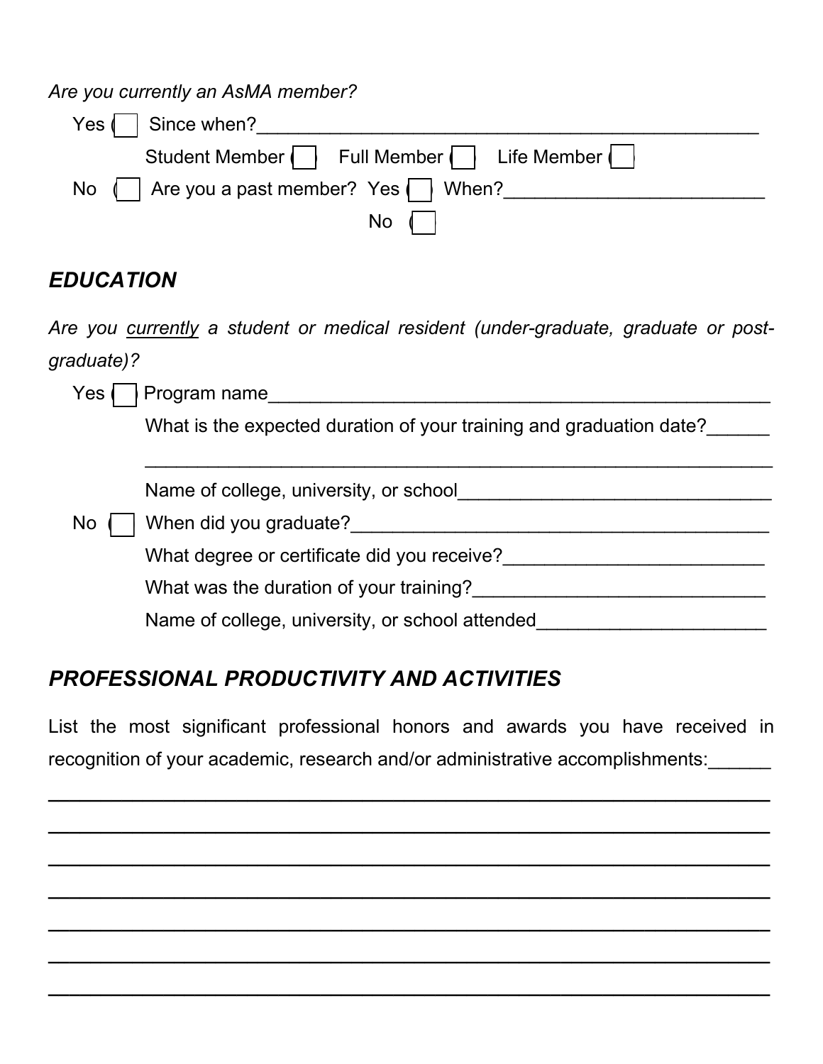*Are you currently an AsMA member?*

Yes ☐ Since when?_______________________________________________

Student Member ☐ Full Member ☐ Life Member ☐

No ☐ Are you a past member? Yes ☐ When?________________________

No ☐

## *EDUCATION*

*Are you currently a student or medical resident (under-graduate, graduate or post-graduate)?*

Yes ☐ Program name_______________________________________________

What is the expected duration of your training and graduation date?______

___________________________________________________________

Name of college, university, or school______________________________

No ☐ When did you graduate?_________________________________________

What degree or certificate did you receive?_________________________

What was the duration of your training?____________________________

Name of college, university, or school attended______________________

## *PROFESSIONAL PRODUCTIVITY AND ACTIVITIES*

List the most significant professional honors and awards you have received in recognition of your academic, research and/or administrative accomplishments:______

___________________________________________________________

___________________________________________________________

___________________________________________________________

___________________________________________________________

___________________________________________________________

___________________________________________________________

___________________________________________________________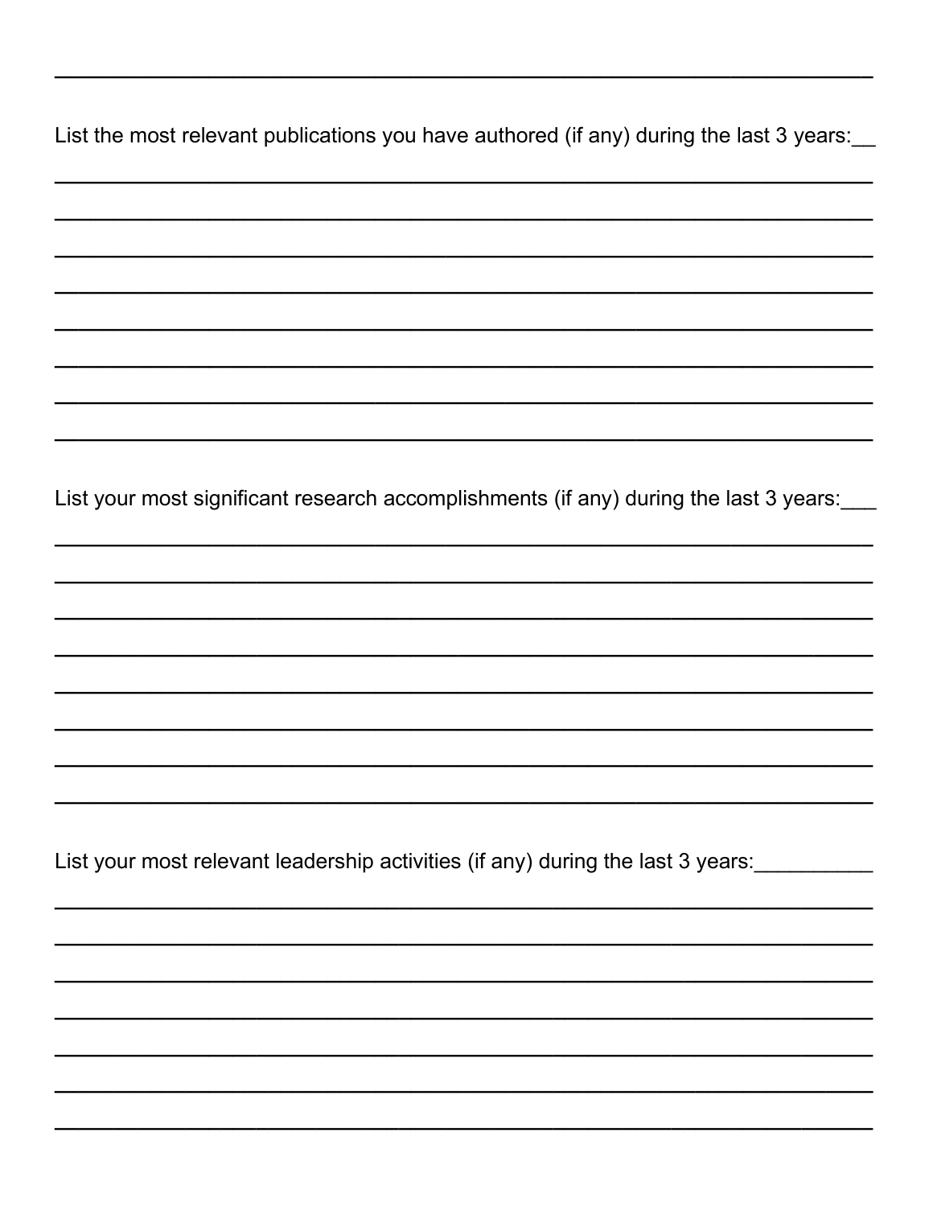List the most relevant publications you have authored (if any) during the last 3 years:__

List your most significant research accomplishments (if any) during the last 3 years:___

List your most relevant leadership activities (if any) during the last 3 years:__________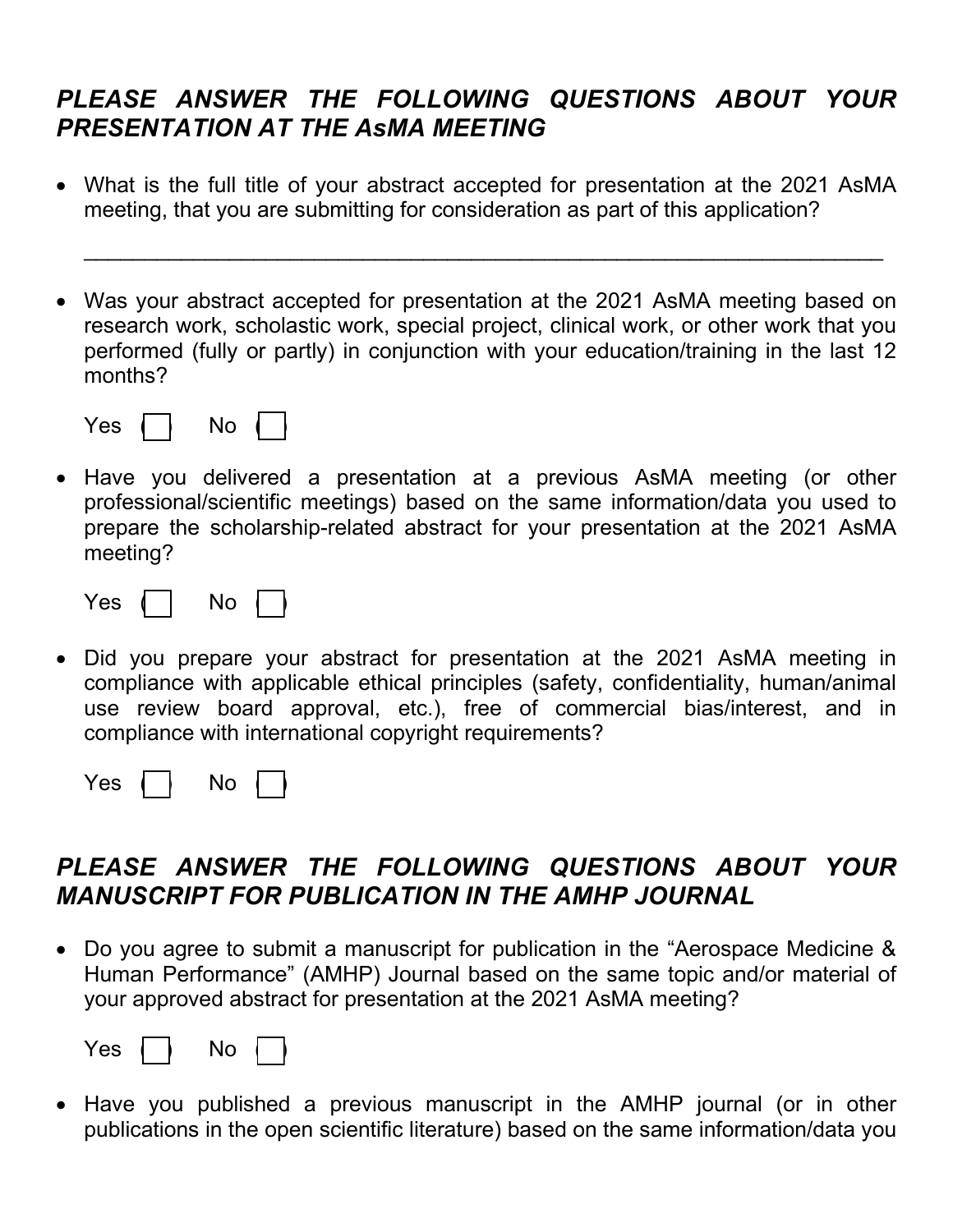## *PLEASE ANSWER THE FOLLOWING QUESTIONS ABOUT YOUR PRESENTATION AT THE AsMA MEETING*

- What is the full title of your abstract accepted for presentation at the 2021 AsMA meeting, that you are submitting for consideration as part of this application?

  \_\_\_\_\_\_\_\_\_\_\_\_\_\_\_\_\_\_\_\_\_\_\_\_\_\_\_\_\_\_\_\_\_\_\_\_\_\_\_\_\_\_\_\_\_\_\_\_\_\_\_\_\_\_\_\_\_\_\_\_\_\_\_\_

- Was your abstract accepted for presentation at the 2021 AsMA meeting based on research work, scholastic work, special project, clinical work, or other work that you performed (fully or partly) in conjunction with your education/training in the last 12 months?

  Yes ☐ No ☐

- Have you delivered a presentation at a previous AsMA meeting (or other professional/scientific meetings) based on the same information/data you used to prepare the scholarship-related abstract for your presentation at the 2021 AsMA meeting?

  Yes ☐ No ☐

- Did you prepare your abstract for presentation at the 2021 AsMA meeting in compliance with applicable ethical principles (safety, confidentiality, human/animal use review board approval, etc.), free of commercial bias/interest, and in compliance with international copyright requirements?

  Yes ☐ No ☐

## *PLEASE ANSWER THE FOLLOWING QUESTIONS ABOUT YOUR MANUSCRIPT FOR PUBLICATION IN THE AMHP JOURNAL*

- Do you agree to submit a manuscript for publication in the "Aerospace Medicine & Human Performance" (AMHP) Journal based on the same topic and/or material of your approved abstract for presentation at the 2021 AsMA meeting?

  Yes ☐ No ☐

- Have you published a previous manuscript in the AMHP journal (or in other publications in the open scientific literature) based on the same information/data you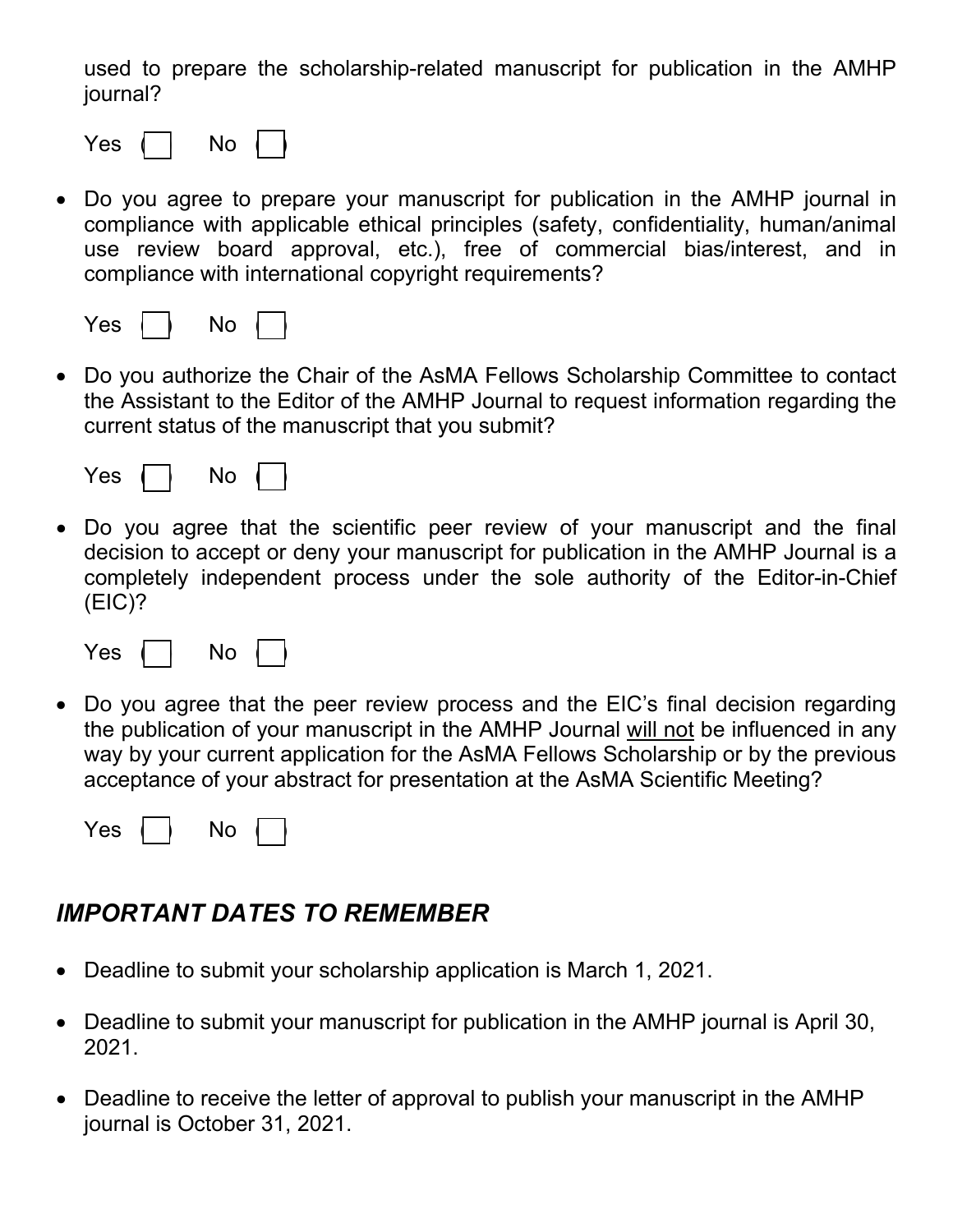used to prepare the scholarship-related manuscript for publication in the AMHP journal?

Yes ☐ No ☐

- Do you agree to prepare your manuscript for publication in the AMHP journal in compliance with applicable ethical principles (safety, confidentiality, human/animal use review board approval, etc.), free of commercial bias/interest, and in compliance with international copyright requirements?

Yes ☐ No ☐

- Do you authorize the Chair of the AsMA Fellows Scholarship Committee to contact the Assistant to the Editor of the AMHP Journal to request information regarding the current status of the manuscript that you submit?

Yes ☐ No ☐

- Do you agree that the scientific peer review of your manuscript and the final decision to accept or deny your manuscript for publication in the AMHP Journal is a completely independent process under the sole authority of the Editor-in-Chief (EIC)?

Yes ☐ No ☐

- Do you agree that the peer review process and the EIC's final decision regarding the publication of your manuscript in the AMHP Journal <u>will not</u> be influenced in any way by your current application for the AsMA Fellows Scholarship or by the previous acceptance of your abstract for presentation at the AsMA Scientific Meeting?

Yes ☐ No ☐

## *IMPORTANT DATES TO REMEMBER*

- Deadline to submit your scholarship application is March 1, 2021.
- Deadline to submit your manuscript for publication in the AMHP journal is April 30, 2021.
- Deadline to receive the letter of approval to publish your manuscript in the AMHP journal is October 31, 2021.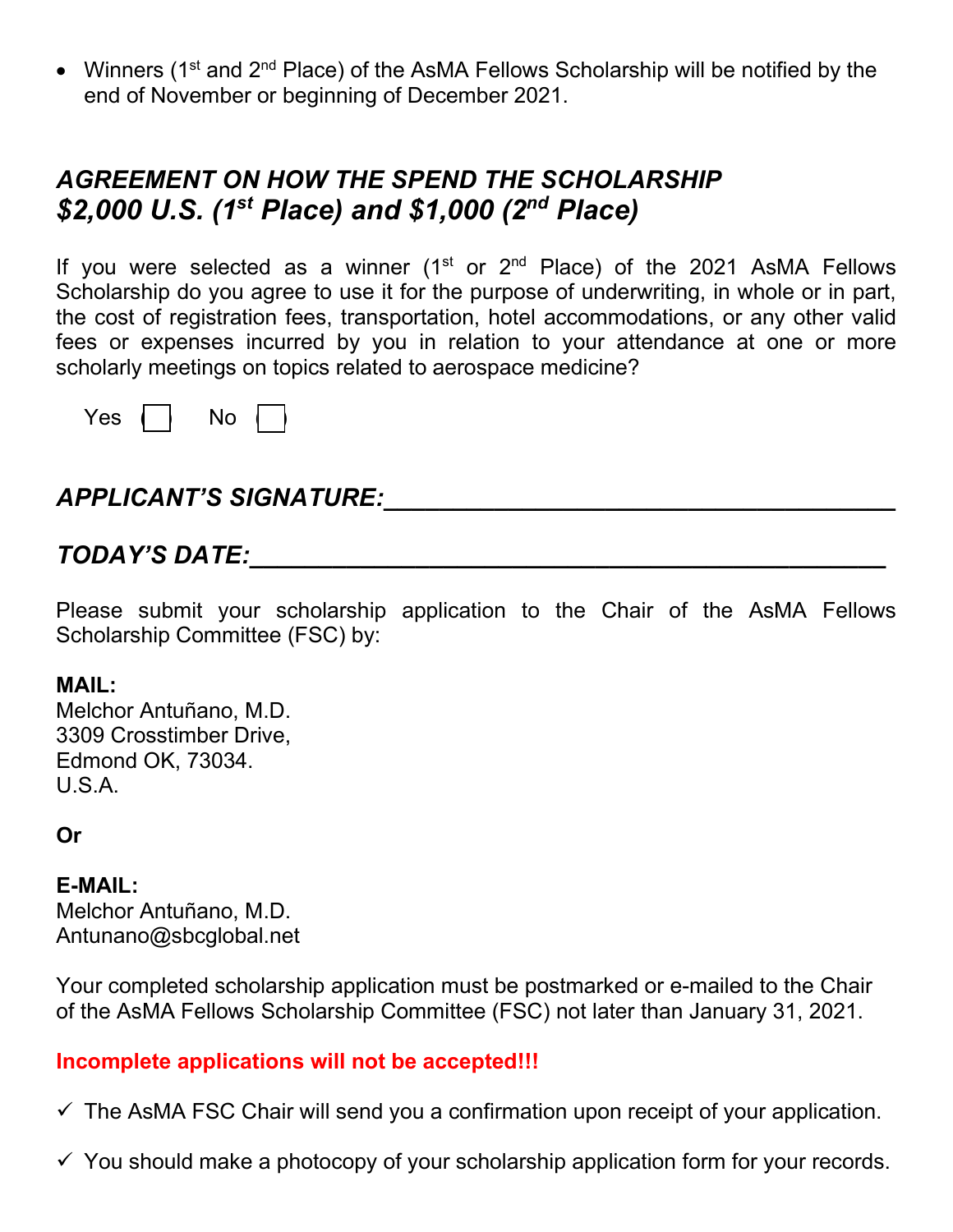- Winners (1st and 2nd Place) of the AsMA Fellows Scholarship will be notified by the end of November or beginning of December 2021.

## *AGREEMENT ON HOW THE SPEND THE SCHOLARSHIP $2,000 U.S. (1st Place) and $1,000 (2nd Place)*

If you were selected as a winner (1st or 2nd Place) of the 2021 AsMA Fellows Scholarship do you agree to use it for the purpose of underwriting, in whole or in part, the cost of registration fees, transportation, hotel accommodations, or any other valid fees or expenses incurred by you in relation to your attendance at one or more scholarly meetings on topics related to aerospace medicine?

Yes ☐ No ☐

## *APPLICANT'S SIGNATURE:*___________________________________

## *TODAY'S DATE:*___________________________________________

Please submit your scholarship application to the Chair of the AsMA Fellows Scholarship Committee (FSC) by:

**MAIL:**
Melchor Antuñano, M.D.
3309 Crosstimber Drive,
Edmond OK, 73034.
U.S.A.

**Or**

**E-MAIL:**
Melchor Antuñano, M.D.
Antunano@sbcglobal.net

Your completed scholarship application must be postmarked or e-mailed to the Chair of the AsMA Fellows Scholarship Committee (FSC) not later than January 31, 2021.

**Incomplete applications will not be accepted!!!**

✓ The AsMA FSC Chair will send you a confirmation upon receipt of your application.

✓ You should make a photocopy of your scholarship application form for your records.